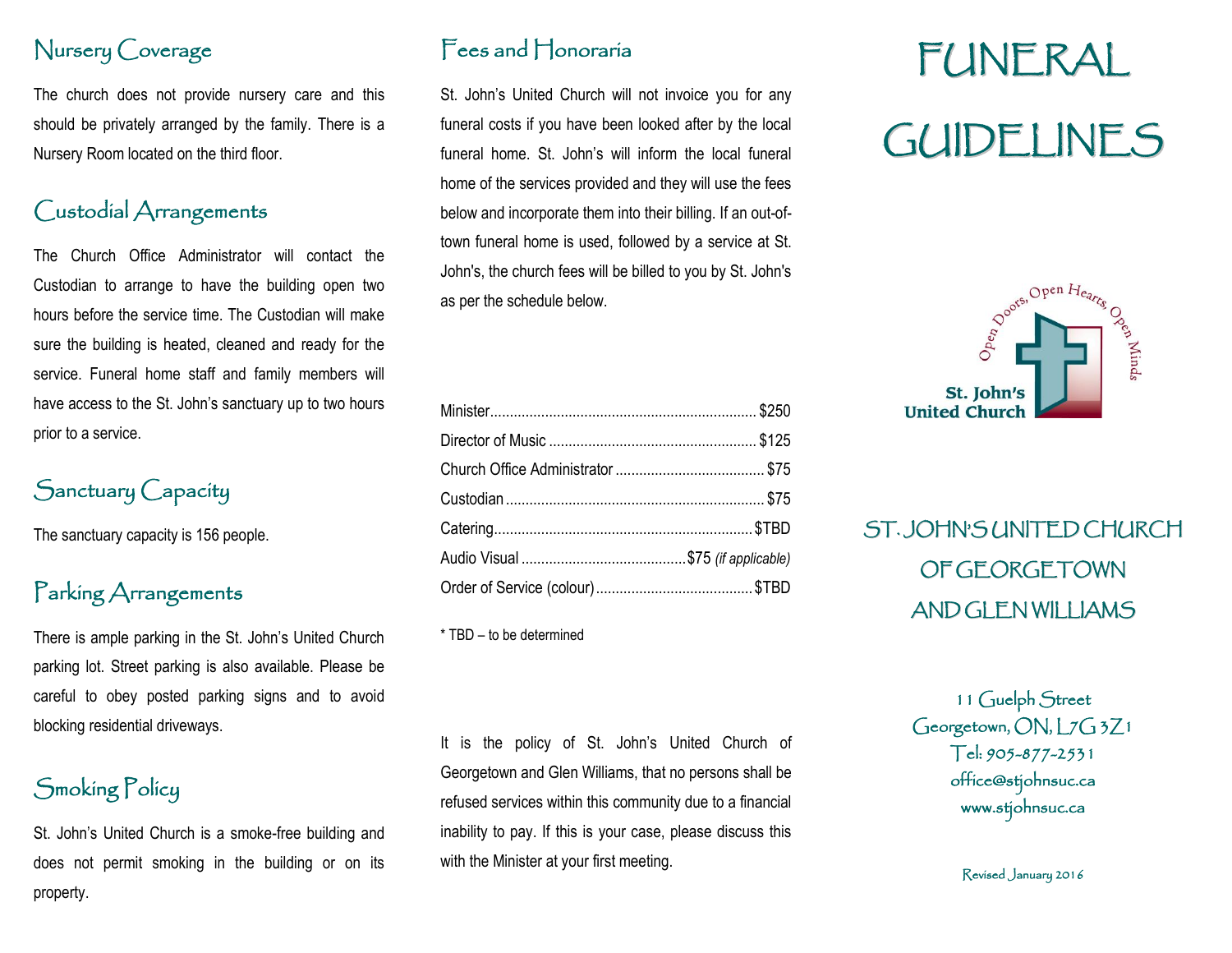## Nursery Coverage

The church does not provide nursery care and this should be privately arranged by the family. There is a Nursery Room located on the third floor.

## Custodial Arrangements

The Church Office Administrator will contact the Custodian to arrange to have the building open two hours before the service time. The Custodian will make sure the building is heated, cleaned and ready for the service. Funeral home staff and family members will have access to the St. John's sanctuary up to two hours prior to a service.

## Sanctuary Capacity

The sanctuary capacity is 156 people.

## Parking Arrangements

There is ample parking in the St. John's United Church parking lot. Street parking is also available. Please be careful to obey posted parking signs and to avoid blocking residential driveways.

## Smoking Policy

St. John's United Church is a smoke-free building and does not permit smoking in the building or on its property.

## Fees and Honoraria

St. John's United Church will not invoice you for any funeral costs if you have been looked after by the local funeral home. St. John's will inform the local funeral home of the services provided and they will use the fees below and incorporate them into their billing. If an out-of-town funeral home is used, followed by a service at St. John's, the church fees will be billed to you by St. John's as per the schedule below.

| | |
|---|---|
| Minister | $250 |
| Director of Music | $125 |
| Church Office Administrator | $75 |
| Custodian | $75 |
| Catering | $TBD |
| Audio Visual | $75 *(if applicable)* |
| Order of Service (colour) | $TBD |

* TBD – to be determined

It is the policy of St. John's United Church of Georgetown and Glen Williams, that no persons shall be refused services within this community due to a financial inability to pay. If this is your case, please discuss this with the Minister at your first meeting.

# FUNERAL GUIDELINES

Open Doors, Open Hearts, Open Minds

St. John's United Church

## ST. JOHN'S UNITED CHURCH OF GEORGETOWN AND GLEN WILLIAMS

11 Guelph Street
Georgetown, ON, L7G 3Z1
Tel: 905-877-2531
office@stjohnsuc.ca
www.stjohnsuc.ca

Revised January 2016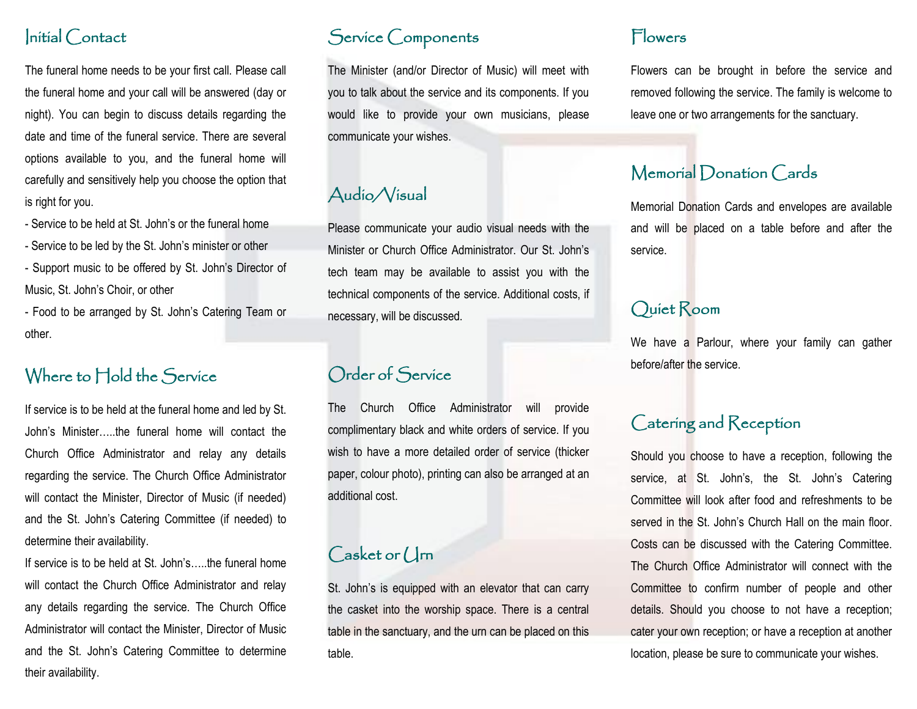## Initial Contact

The funeral home needs to be your first call. Please call the funeral home and your call will be answered (day or night). You can begin to discuss details regarding the date and time of the funeral service. There are several options available to you, and the funeral home will carefully and sensitively help you choose the option that is right for you.

- Service to be held at St. John's or the funeral home
- Service to be led by the St. John's minister or other
- Support music to be offered by St. John's Director of Music, St. John's Choir, or other
- Food to be arranged by St. John's Catering Team or other.

## Where to Hold the Service

If service is to be held at the funeral home and led by St. John's Minister…..the funeral home will contact the Church Office Administrator and relay any details regarding the service. The Church Office Administrator will contact the Minister, Director of Music (if needed) and the St. John's Catering Committee (if needed) to determine their availability.

If service is to be held at St. John's…..the funeral home will contact the Church Office Administrator and relay any details regarding the service. The Church Office Administrator will contact the Minister, Director of Music and the St. John's Catering Committee to determine their availability.

## Service Components

The Minister (and/or Director of Music) will meet with you to talk about the service and its components. If you would like to provide your own musicians, please communicate your wishes.

## Audio/Visual

Please communicate your audio visual needs with the Minister or Church Office Administrator. Our St. John's tech team may be available to assist you with the technical components of the service. Additional costs, if necessary, will be discussed.

## Order of Service

The Church Office Administrator will provide complimentary black and white orders of service. If you wish to have a more detailed order of service (thicker paper, colour photo), printing can also be arranged at an additional cost.

## Casket or Urn

St. John's is equipped with an elevator that can carry the casket into the worship space. There is a central table in the sanctuary, and the urn can be placed on this table.

## Flowers

Flowers can be brought in before the service and removed following the service. The family is welcome to leave one or two arrangements for the sanctuary.

## Memorial Donation Cards

Memorial Donation Cards and envelopes are available and will be placed on a table before and after the service.

## Quiet Room

We have a Parlour, where your family can gather before/after the service.

## Catering and Reception

Should you choose to have a reception, following the service, at St. John's, the St. John's Catering Committee will look after food and refreshments to be served in the St. John's Church Hall on the main floor. Costs can be discussed with the Catering Committee. The Church Office Administrator will connect with the Committee to confirm number of people and other details. Should you choose to not have a reception; cater your own reception; or have a reception at another location, please be sure to communicate your wishes.